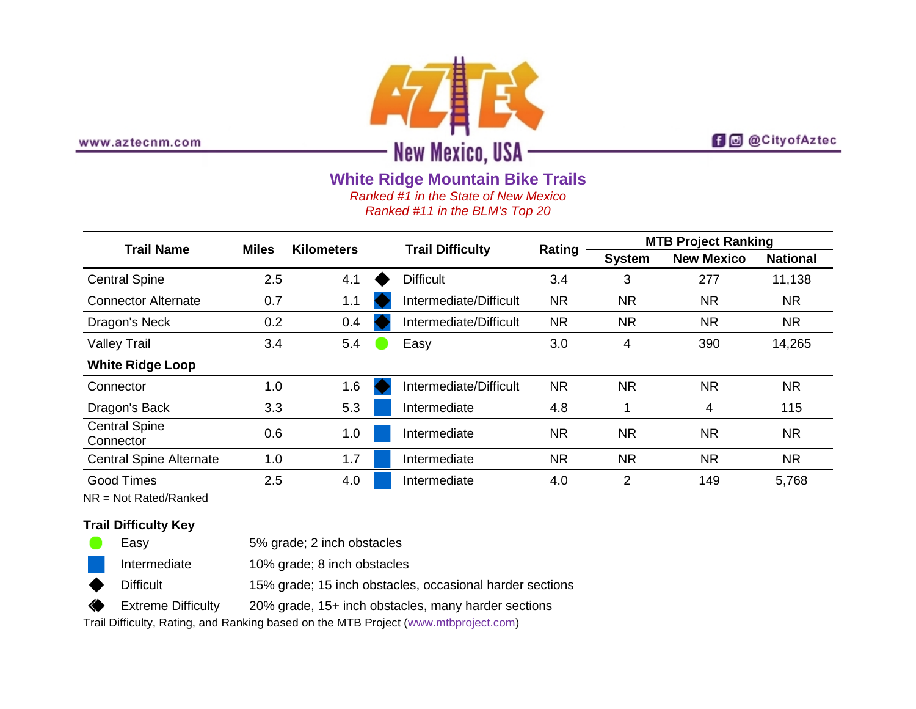www.aztecnm.com

# AZTEC

New Mexico, USA

@CityofAztec

## White Ridge Mountain Bike Trails

*Ranked #1 in the State of New Mexico*

*Ranked #11 in the BLM's Top 20*

| Trail Name | Miles | Kilometers | Trail Difficulty | Rating | MTB Project Ranking | | |
|---|---|---|---|---|---|---|---|
| | | | | | System | New Mexico | National |
| Central Spine | 2.5 | 4.1 | Difficult | 3.4 | 3 | 277 | 11,138 |
| Connector Alternate | 0.7 | 1.1 | Intermediate/Difficult | NR | NR | NR | NR |
| Dragon's Neck | 0.2 | 0.4 | Intermediate/Difficult | NR | NR | NR | NR |
| Valley Trail | 3.4 | 5.4 | Easy | 3.0 | 4 | 390 | 14,265 |
| **White Ridge Loop** | | | | | | | |
| Connector | 1.0 | 1.6 | Intermediate/Difficult | NR | NR | NR | NR |
| Dragon's Back | 3.3 | 5.3 | Intermediate | 4.8 | 1 | 4 | 115 |
| Central Spine Connector | 0.6 | 1.0 | Intermediate | NR | NR | NR | NR |
| Central Spine Alternate | 1.0 | 1.7 | Intermediate | NR | NR | NR | NR |
| Good Times | 2.5 | 4.0 | Intermediate | 4.0 | 2 | 149 | 5,768 |

NR = Not Rated/Ranked

**Trail Difficulty Key**

- Easy — 5% grade; 2 inch obstacles
- Intermediate — 10% grade; 8 inch obstacles
- Difficult — 15% grade; 15 inch obstacles, occasional harder sections
- Extreme Difficulty — 20% grade, 15+ inch obstacles, many harder sections

Trail Difficulty, Rating, and Ranking based on the MTB Project (www.mtbproject.com)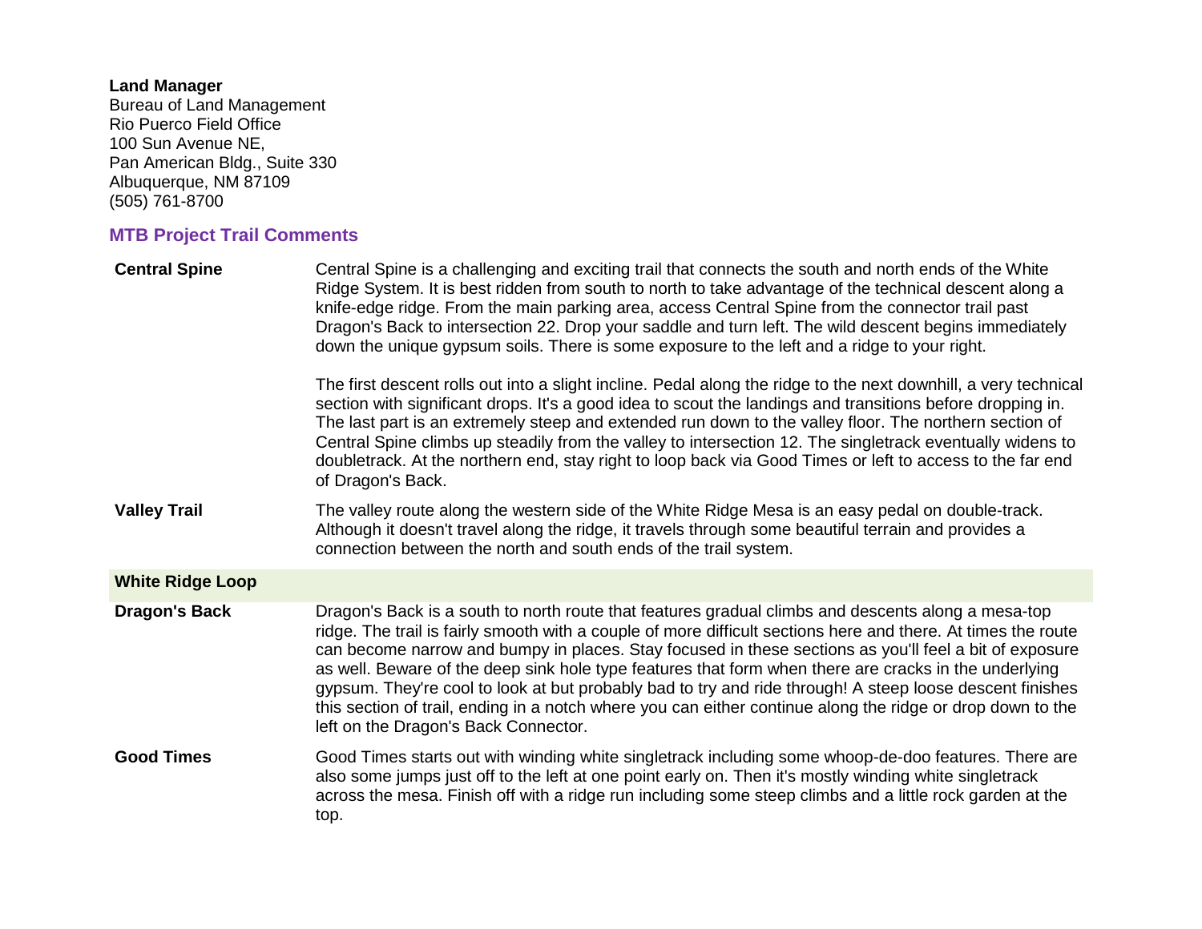**Land Manager**
Bureau of Land Management
Rio Puerco Field Office
100 Sun Avenue NE,
Pan American Bldg., Suite 330
Albuquerque, NM 87109
(505) 761-8700

## MTB Project Trail Comments

| | |
|---|---|
| **Central Spine** | Central Spine is a challenging and exciting trail that connects the south and north ends of the White Ridge System. It is best ridden from south to north to take advantage of the technical descent along a knife-edge ridge. From the main parking area, access Central Spine from the connector trail past Dragon's Back to intersection 22. Drop your saddle and turn left. The wild descent begins immediately down the unique gypsum soils. There is some exposure to the left and a ridge to your right.<br><br>The first descent rolls out into a slight incline. Pedal along the ridge to the next downhill, a very technical section with significant drops. It's a good idea to scout the landings and transitions before dropping in. The last part is an extremely steep and extended run down to the valley floor. The northern section of Central Spine climbs up steadily from the valley to intersection 12. The singletrack eventually widens to doubletrack. At the northern end, stay right to loop back via Good Times or left to access to the far end of Dragon's Back. |
| **Valley Trail** | The valley route along the western side of the White Ridge Mesa is an easy pedal on double-track. Although it doesn't travel along the ridge, it travels through some beautiful terrain and provides a connection between the north and south ends of the trail system. |
| **White Ridge Loop** | |
| **Dragon's Back** | Dragon's Back is a south to north route that features gradual climbs and descents along a mesa-top ridge. The trail is fairly smooth with a couple of more difficult sections here and there. At times the route can become narrow and bumpy in places. Stay focused in these sections as you'll feel a bit of exposure as well. Beware of the deep sink hole type features that form when there are cracks in the underlying gypsum. They're cool to look at but probably bad to try and ride through! A steep loose descent finishes this section of trail, ending in a notch where you can either continue along the ridge or drop down to the left on the Dragon's Back Connector. |
| **Good Times** | Good Times starts out with winding white singletrack including some whoop-de-doo features. There are also some jumps just off to the left at one point early on. Then it's mostly winding white singletrack across the mesa. Finish off with a ridge run including some steep climbs and a little rock garden at the top. |